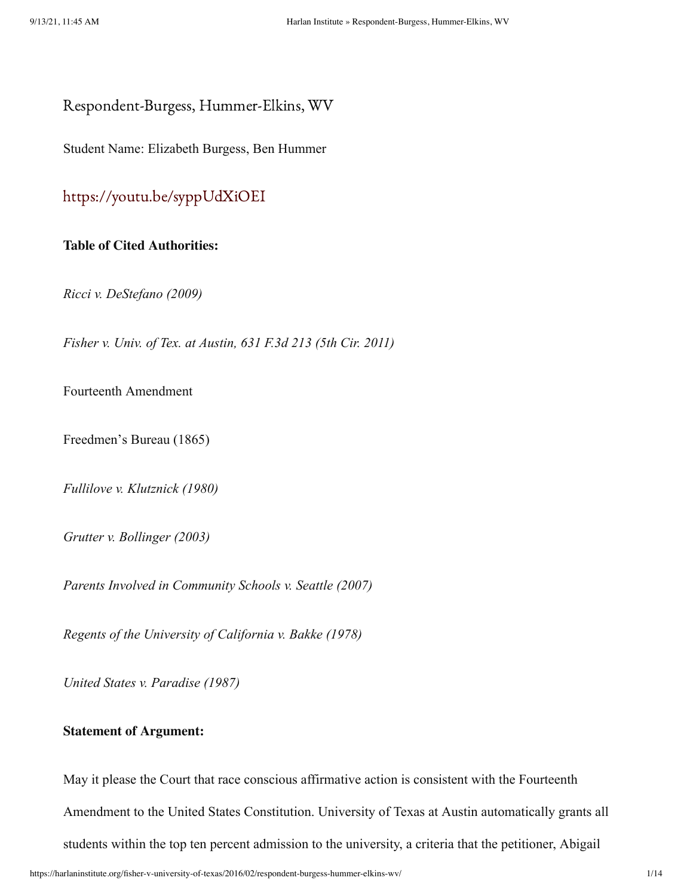# Respondent-Burgess, Hummer-Elkins, WV

Student Name: Elizabeth Burgess, Ben Hummer

https://youtu.be/syppUdXiOEI

**Table of Cited Authorities:**

*Ricci v. DeStefano (2009)*

*Fisher v. Univ. of Tex. at Austin, 631 F.3d 213 (5th Cir. 2011)*

Fourteenth Amendment

Freedmen's Bureau (1865)

*Fullilove v. Klutznick (1980)*

*Grutter v. Bollinger (2003)*

*Parents Involved in Community Schools v. Seattle (2007)*

*Regents of the University of California v. Bakke (1978)*

*United States v. Paradise (1987)*

**Statement of Argument:**

May it please the Court that race conscious affirmative action is consistent with the Fourteenth Amendment to the United States Constitution. University of Texas at Austin automatically grants all students within the top ten percent admission to the university, a criteria that the petitioner, Abigail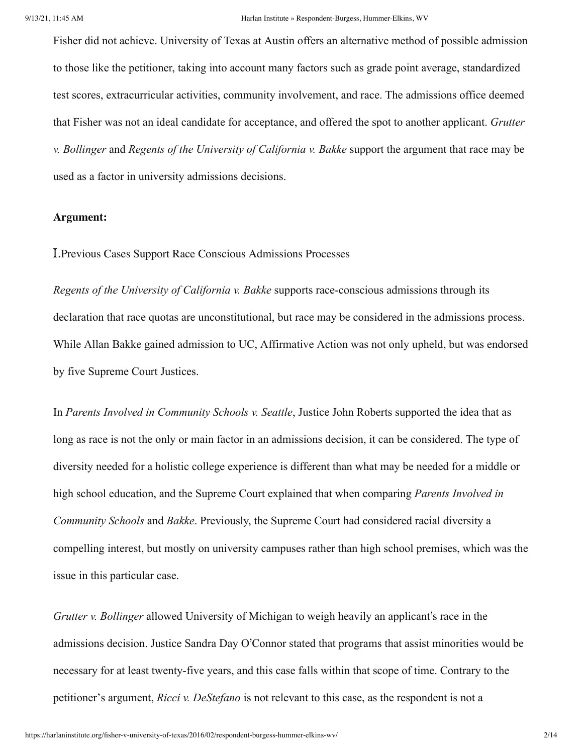Fisher did not achieve. University of Texas at Austin offers an alternative method of possible admission to those like the petitioner, taking into account many factors such as grade point average, standardized test scores, extracurricular activities, community involvement, and race. The admissions office deemed that Fisher was not an ideal candidate for acceptance, and offered the spot to another applicant. *Grutter v. Bollinger* and *Regents of the University of California v. Bakke* support the argument that race may be used as a factor in university admissions decisions.

**Argument:**

I. Previous Cases Support Race Conscious Admissions Processes

*Regents of the University of California v. Bakke* supports race-conscious admissions through its declaration that race quotas are unconstitutional, but race may be considered in the admissions process. While Allan Bakke gained admission to UC, Affirmative Action was not only upheld, but was endorsed by five Supreme Court Justices.

In *Parents Involved in Community Schools v. Seattle*, Justice John Roberts supported the idea that as long as race is not the only or main factor in an admissions decision, it can be considered. The type of diversity needed for a holistic college experience is different than what may be needed for a middle or high school education, and the Supreme Court explained that when comparing *Parents Involved in Community Schools* and *Bakke*. Previously, the Supreme Court had considered racial diversity a compelling interest, but mostly on university campuses rather than high school premises, which was the issue in this particular case.

*Grutter v. Bollinger* allowed University of Michigan to weigh heavily an applicant's race in the admissions decision. Justice Sandra Day O'Connor stated that programs that assist minorities would be necessary for at least twenty-five years, and this case falls within that scope of time. Contrary to the petitioner's argument, *Ricci v. DeStefano* is not relevant to this case, as the respondent is not a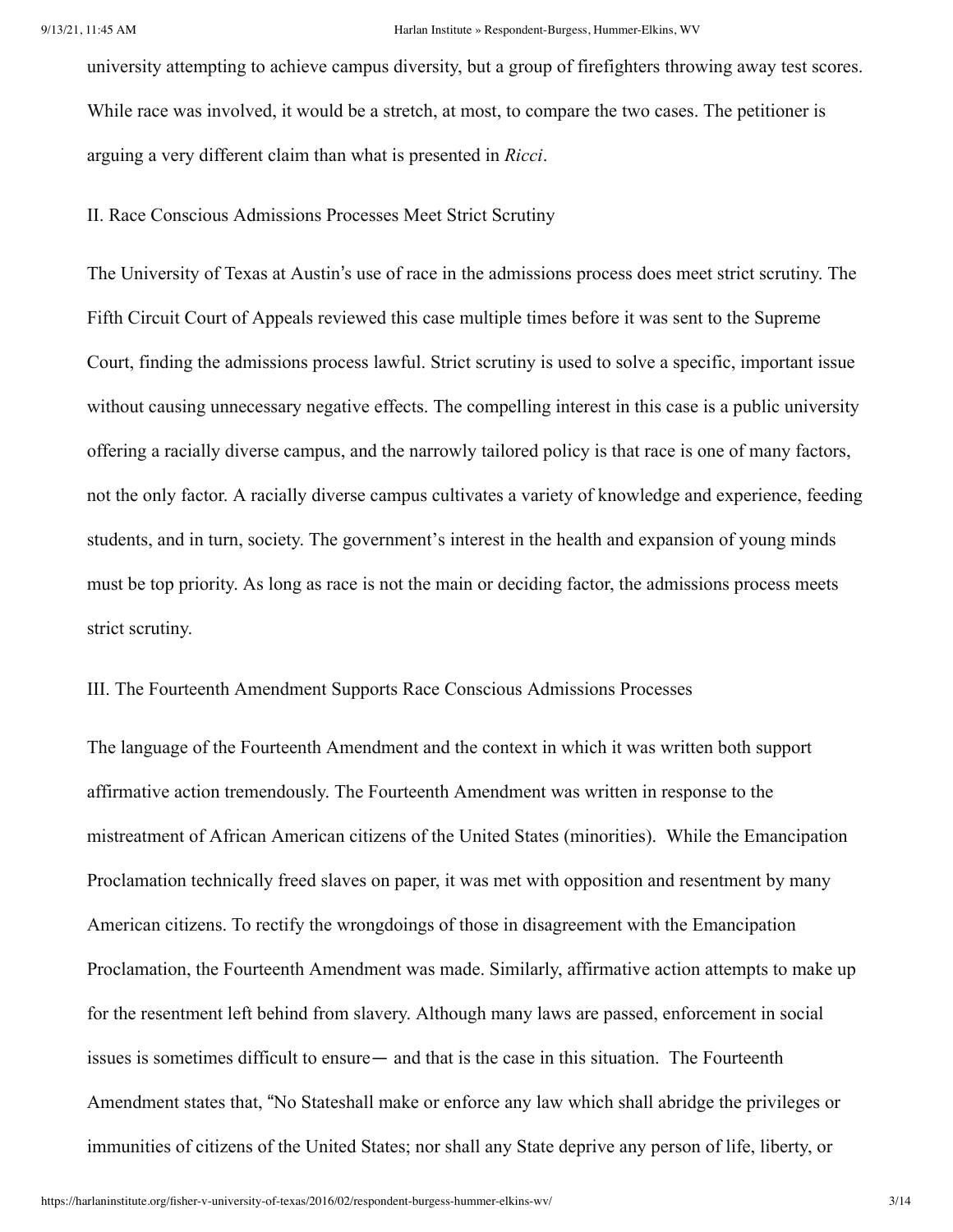university attempting to achieve campus diversity, but a group of firefighters throwing away test scores. While race was involved, it would be a stretch, at most, to compare the two cases. The petitioner is arguing a very different claim than what is presented in *Ricci*.

## II. Race Conscious Admissions Processes Meet Strict Scrutiny

The University of Texas at Austin's use of race in the admissions process does meet strict scrutiny. The Fifth Circuit Court of Appeals reviewed this case multiple times before it was sent to the Supreme Court, finding the admissions process lawful. Strict scrutiny is used to solve a specific, important issue without causing unnecessary negative effects. The compelling interest in this case is a public university offering a racially diverse campus, and the narrowly tailored policy is that race is one of many factors, not the only factor. A racially diverse campus cultivates a variety of knowledge and experience, feeding students, and in turn, society. The government's interest in the health and expansion of young minds must be top priority. As long as race is not the main or deciding factor, the admissions process meets strict scrutiny.

## III. The Fourteenth Amendment Supports Race Conscious Admissions Processes

The language of the Fourteenth Amendment and the context in which it was written both support affirmative action tremendously. The Fourteenth Amendment was written in response to the mistreatment of African American citizens of the United States (minorities). While the Emancipation Proclamation technically freed slaves on paper, it was met with opposition and resentment by many American citizens. To rectify the wrongdoings of those in disagreement with the Emancipation Proclamation, the Fourteenth Amendment was made. Similarly, affirmative action attempts to make up for the resentment left behind from slavery. Although many laws are passed, enforcement in social issues is sometimes difficult to ensure— and that is the case in this situation. The Fourteenth Amendment states that, "No Stateshall make or enforce any law which shall abridge the privileges or immunities of citizens of the United States; nor shall any State deprive any person of life, liberty, or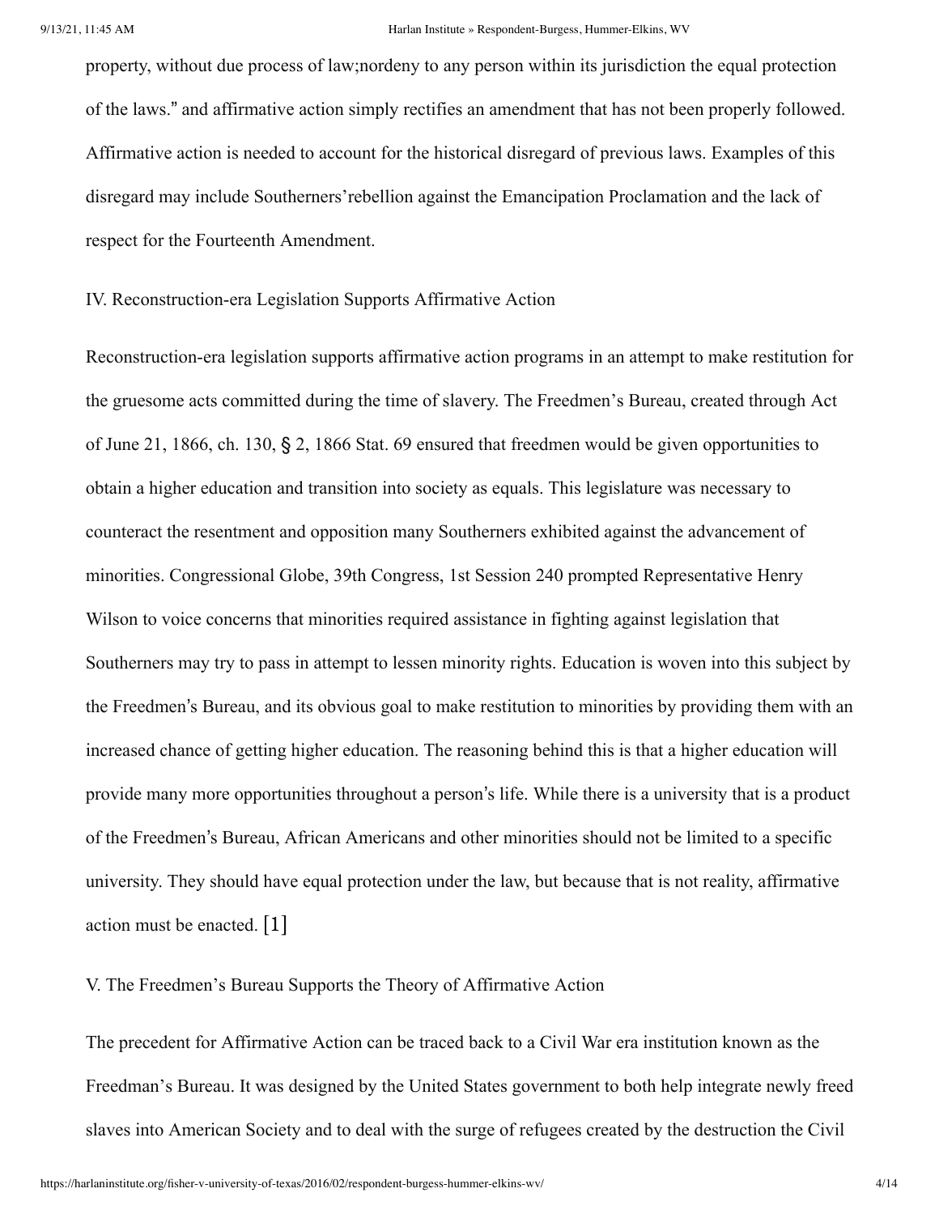property, without due process of law;nordeny to any person within its jurisdiction the equal protection of the laws." and affirmative action simply rectifies an amendment that has not been properly followed. Affirmative action is needed to account for the historical disregard of previous laws. Examples of this disregard may include Southerners'rebellion against the Emancipation Proclamation and the lack of respect for the Fourteenth Amendment.

## IV. Reconstruction-era Legislation Supports Affirmative Action

Reconstruction-era legislation supports affirmative action programs in an attempt to make restitution for the gruesome acts committed during the time of slavery. The Freedmen's Bureau, created through Act of June 21, 1866, ch. 130, § 2, 1866 Stat. 69 ensured that freedmen would be given opportunities to obtain a higher education and transition into society as equals. This legislature was necessary to counteract the resentment and opposition many Southerners exhibited against the advancement of minorities. Congressional Globe, 39th Congress, 1st Session 240 prompted Representative Henry Wilson to voice concerns that minorities required assistance in fighting against legislation that Southerners may try to pass in attempt to lessen minority rights. Education is woven into this subject by the Freedmen's Bureau, and its obvious goal to make restitution to minorities by providing them with an increased chance of getting higher education. The reasoning behind this is that a higher education will provide many more opportunities throughout a person's life. While there is a university that is a product of the Freedmen's Bureau, African Americans and other minorities should not be limited to a specific university. They should have equal protection under the law, but because that is not reality, affirmative action must be enacted. [1]

## V. The Freedmen's Bureau Supports the Theory of Affirmative Action

The precedent for Affirmative Action can be traced back to a Civil War era institution known as the Freedman's Bureau. It was designed by the United States government to both help integrate newly freed slaves into American Society and to deal with the surge of refugees created by the destruction the Civil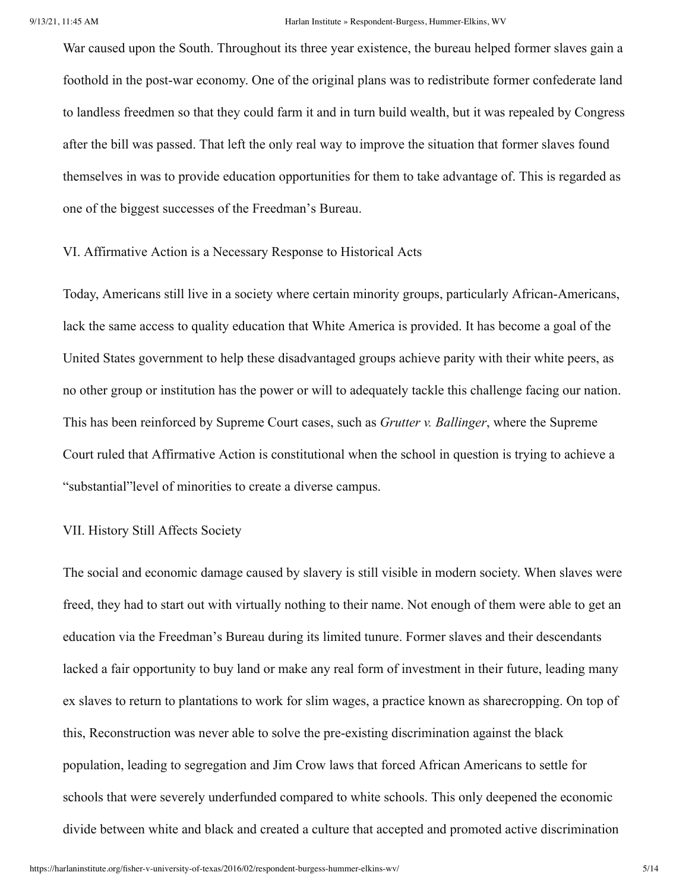War caused upon the South. Throughout its three year existence, the bureau helped former slaves gain a foothold in the post-war economy. One of the original plans was to redistribute former confederate land to landless freedmen so that they could farm it and in turn build wealth, but it was repealed by Congress after the bill was passed. That left the only real way to improve the situation that former slaves found themselves in was to provide education opportunities for them to take advantage of. This is regarded as one of the biggest successes of the Freedman's Bureau.

VI. Affirmative Action is a Necessary Response to Historical Acts

Today, Americans still live in a society where certain minority groups, particularly African-Americans, lack the same access to quality education that White America is provided. It has become a goal of the United States government to help these disadvantaged groups achieve parity with their white peers, as no other group or institution has the power or will to adequately tackle this challenge facing our nation. This has been reinforced by Supreme Court cases, such as *Grutter v. Ballinger*, where the Supreme Court ruled that Affirmative Action is constitutional when the school in question is trying to achieve a "substantial"level of minorities to create a diverse campus.

VII. History Still Affects Society

The social and economic damage caused by slavery is still visible in modern society. When slaves were freed, they had to start out with virtually nothing to their name. Not enough of them were able to get an education via the Freedman's Bureau during its limited tunure. Former slaves and their descendants lacked a fair opportunity to buy land or make any real form of investment in their future, leading many ex slaves to return to plantations to work for slim wages, a practice known as sharecropping. On top of this, Reconstruction was never able to solve the pre-existing discrimination against the black population, leading to segregation and Jim Crow laws that forced African Americans to settle for schools that were severely underfunded compared to white schools. This only deepened the economic divide between white and black and created a culture that accepted and promoted active discrimination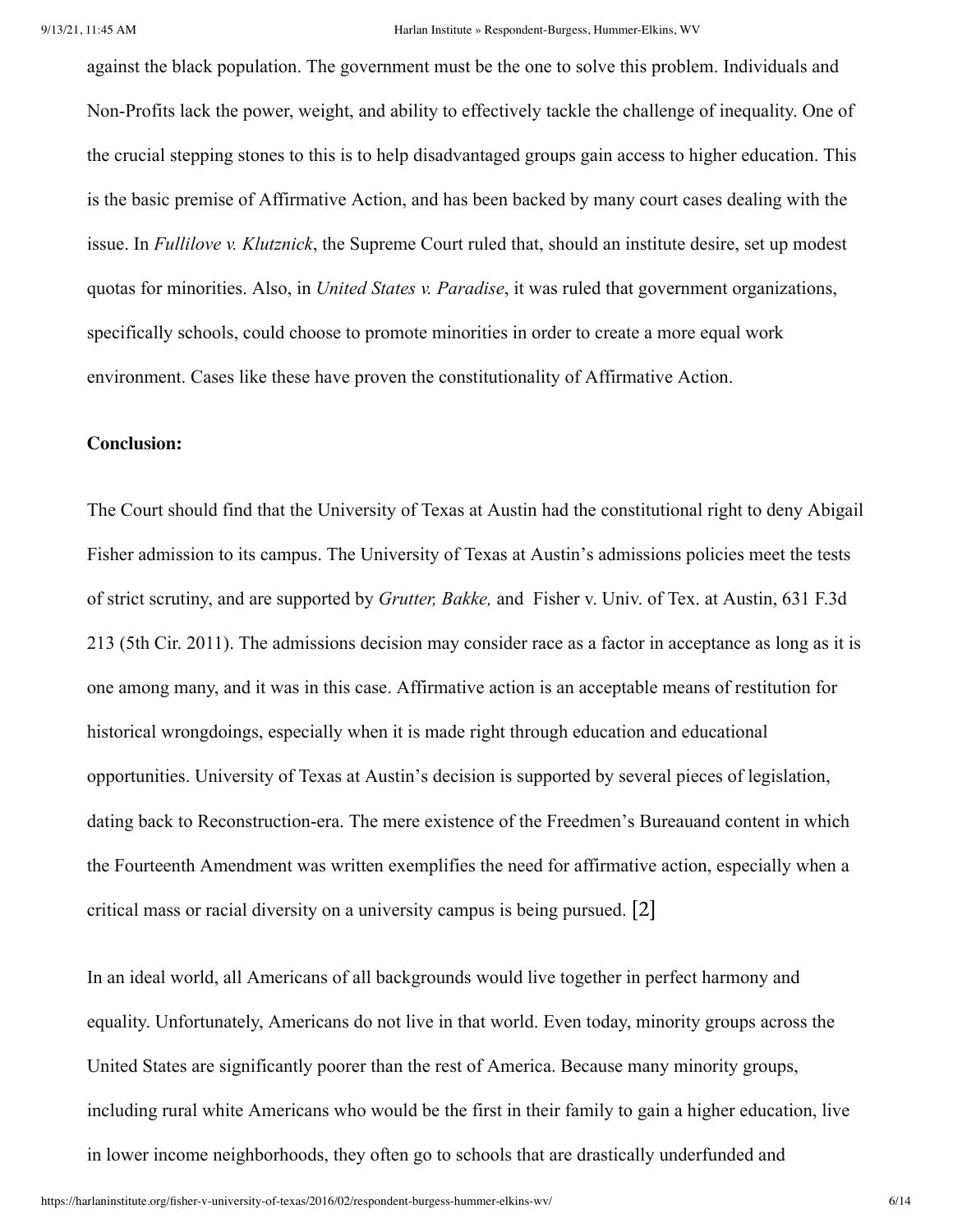against the black population. The government must be the one to solve this problem. Individuals and Non-Profits lack the power, weight, and ability to effectively tackle the challenge of inequality. One of the crucial stepping stones to this is to help disadvantaged groups gain access to higher education. This is the basic premise of Affirmative Action, and has been backed by many court cases dealing with the issue. In *Fullilove v. Klutznick*, the Supreme Court ruled that, should an institute desire, set up modest quotas for minorities. Also, in *United States v. Paradise*, it was ruled that government organizations, specifically schools, could choose to promote minorities in order to create a more equal work environment. Cases like these have proven the constitutionality of Affirmative Action.

**Conclusion:**

The Court should find that the University of Texas at Austin had the constitutional right to deny Abigail Fisher admission to its campus. The University of Texas at Austin's admissions policies meet the tests of strict scrutiny, and are supported by *Grutter, Bakke,* and Fisher v. Univ. of Tex. at Austin, 631 F.3d 213 (5th Cir. 2011). The admissions decision may consider race as a factor in acceptance as long as it is one among many, and it was in this case. Affirmative action is an acceptable means of restitution for historical wrongdoings, especially when it is made right through education and educational opportunities. University of Texas at Austin's decision is supported by several pieces of legislation, dating back to Reconstruction-era. The mere existence of the Freedmen's Bureauand content in which the Fourteenth Amendment was written exemplifies the need for affirmative action, especially when a critical mass or racial diversity on a university campus is being pursued. [2]

In an ideal world, all Americans of all backgrounds would live together in perfect harmony and equality. Unfortunately, Americans do not live in that world. Even today, minority groups across the United States are significantly poorer than the rest of America. Because many minority groups, including rural white Americans who would be the first in their family to gain a higher education, live in lower income neighborhoods, they often go to schools that are drastically underfunded and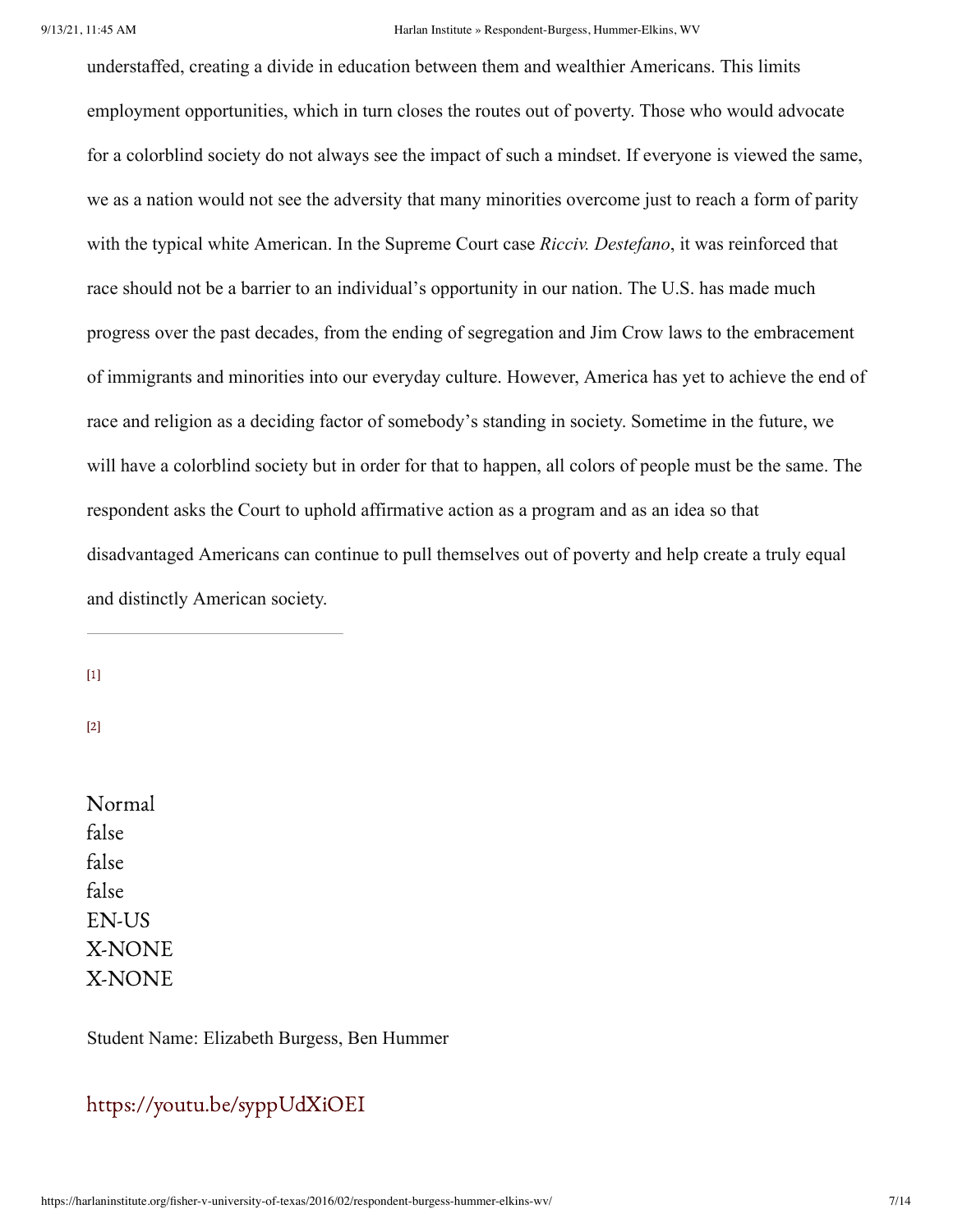understaffed, creating a divide in education between them and wealthier Americans. This limits employment opportunities, which in turn closes the routes out of poverty. Those who would advocate for a colorblind society do not always see the impact of such a mindset. If everyone is viewed the same, we as a nation would not see the adversity that many minorities overcome just to reach a form of parity with the typical white American. In the Supreme Court case *Ricciv. Destefano*, it was reinforced that race should not be a barrier to an individual's opportunity in our nation. The U.S. has made much progress over the past decades, from the ending of segregation and Jim Crow laws to the embracement of immigrants and minorities into our everyday culture. However, America has yet to achieve the end of race and religion as a deciding factor of somebody's standing in society. Sometime in the future, we will have a colorblind society but in order for that to happen, all colors of people must be the same. The respondent asks the Court to uphold affirmative action as a program and as an idea so that disadvantaged Americans can continue to pull themselves out of poverty and help create a truly equal and distinctly American society.

---

[1]

[2]

Normal
false
false
false
EN-US
X-NONE
X-NONE

Student Name: Elizabeth Burgess, Ben Hummer

https://youtu.be/syppUdXiOEI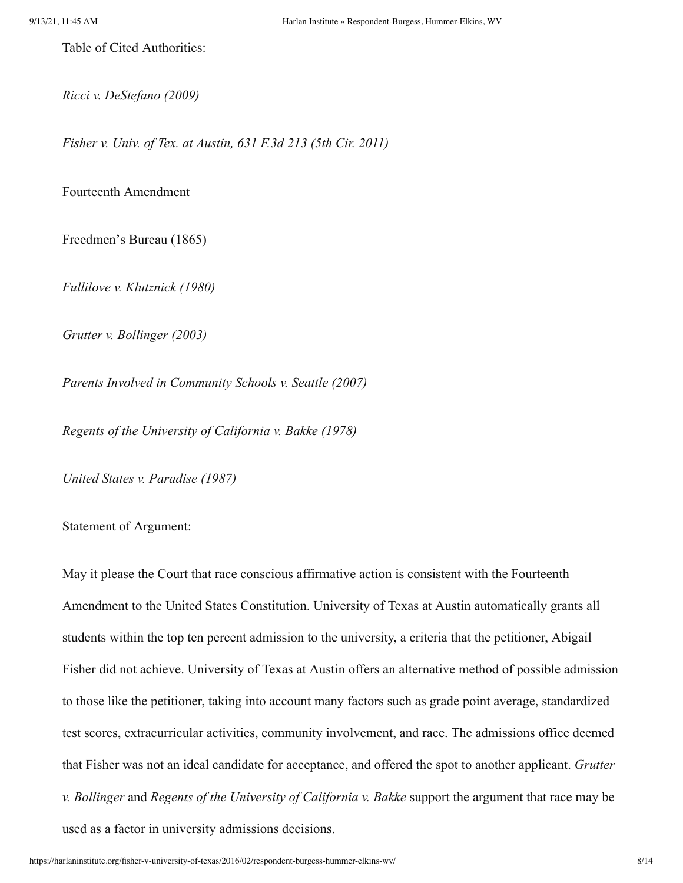Table of Cited Authorities:

*Ricci v. DeStefano (2009)*

*Fisher v. Univ. of Tex. at Austin, 631 F.3d 213 (5th Cir. 2011)*

Fourteenth Amendment

Freedmen's Bureau (1865)

*Fullilove v. Klutznick (1980)*

*Grutter v. Bollinger (2003)*

*Parents Involved in Community Schools v. Seattle (2007)*

*Regents of the University of California v. Bakke (1978)*

*United States v. Paradise (1987)*

Statement of Argument:

May it please the Court that race conscious affirmative action is consistent with the Fourteenth Amendment to the United States Constitution. University of Texas at Austin automatically grants all students within the top ten percent admission to the university, a criteria that the petitioner, Abigail Fisher did not achieve. University of Texas at Austin offers an alternative method of possible admission to those like the petitioner, taking into account many factors such as grade point average, standardized test scores, extracurricular activities, community involvement, and race. The admissions office deemed that Fisher was not an ideal candidate for acceptance, and offered the spot to another applicant. *Grutter v. Bollinger* and *Regents of the University of California v. Bakke* support the argument that race may be used as a factor in university admissions decisions.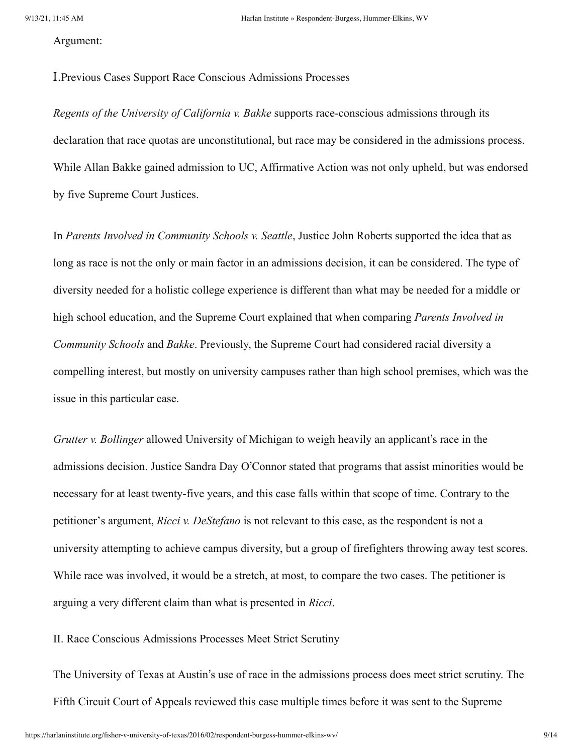Argument:

## I. Previous Cases Support Race Conscious Admissions Processes

*Regents of the University of California v. Bakke* supports race-conscious admissions through its declaration that race quotas are unconstitutional, but race may be considered in the admissions process. While Allan Bakke gained admission to UC, Affirmative Action was not only upheld, but was endorsed by five Supreme Court Justices.

In *Parents Involved in Community Schools v. Seattle*, Justice John Roberts supported the idea that as long as race is not the only or main factor in an admissions decision, it can be considered. The type of diversity needed for a holistic college experience is different than what may be needed for a middle or high school education, and the Supreme Court explained that when comparing *Parents Involved in Community Schools* and *Bakke*. Previously, the Supreme Court had considered racial diversity a compelling interest, but mostly on university campuses rather than high school premises, which was the issue in this particular case.

*Grutter v. Bollinger* allowed University of Michigan to weigh heavily an applicant's race in the admissions decision. Justice Sandra Day O'Connor stated that programs that assist minorities would be necessary for at least twenty-five years, and this case falls within that scope of time. Contrary to the petitioner's argument, *Ricci v. DeStefano* is not relevant to this case, as the respondent is not a university attempting to achieve campus diversity, but a group of firefighters throwing away test scores. While race was involved, it would be a stretch, at most, to compare the two cases. The petitioner is arguing a very different claim than what is presented in *Ricci*.

## II. Race Conscious Admissions Processes Meet Strict Scrutiny

The University of Texas at Austin's use of race in the admissions process does meet strict scrutiny. The Fifth Circuit Court of Appeals reviewed this case multiple times before it was sent to the Supreme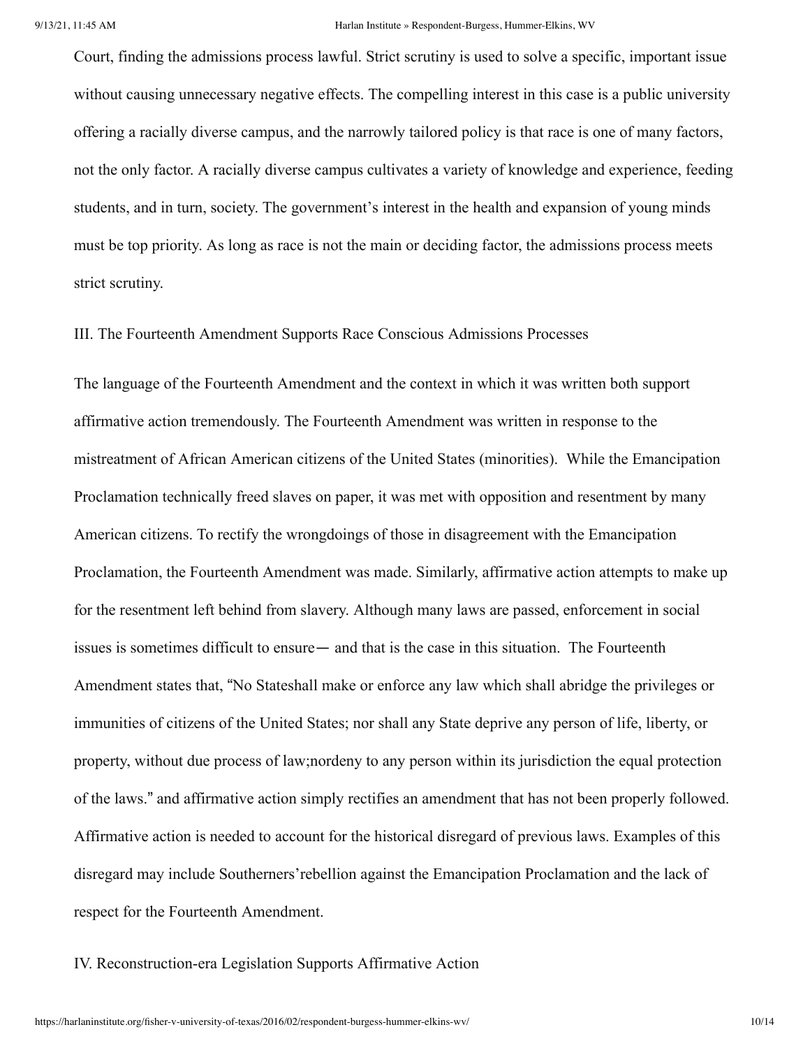Court, finding the admissions process lawful. Strict scrutiny is used to solve a specific, important issue without causing unnecessary negative effects. The compelling interest in this case is a public university offering a racially diverse campus, and the narrowly tailored policy is that race is one of many factors, not the only factor. A racially diverse campus cultivates a variety of knowledge and experience, feeding students, and in turn, society. The government's interest in the health and expansion of young minds must be top priority. As long as race is not the main or deciding factor, the admissions process meets strict scrutiny.

III. The Fourteenth Amendment Supports Race Conscious Admissions Processes

The language of the Fourteenth Amendment and the context in which it was written both support affirmative action tremendously. The Fourteenth Amendment was written in response to the mistreatment of African American citizens of the United States (minorities). While the Emancipation Proclamation technically freed slaves on paper, it was met with opposition and resentment by many American citizens. To rectify the wrongdoings of those in disagreement with the Emancipation Proclamation, the Fourteenth Amendment was made. Similarly, affirmative action attempts to make up for the resentment left behind from slavery. Although many laws are passed, enforcement in social issues is sometimes difficult to ensure— and that is the case in this situation. The Fourteenth Amendment states that, "No Stateshall make or enforce any law which shall abridge the privileges or immunities of citizens of the United States; nor shall any State deprive any person of life, liberty, or property, without due process of law;nordeny to any person within its jurisdiction the equal protection of the laws." and affirmative action simply rectifies an amendment that has not been properly followed. Affirmative action is needed to account for the historical disregard of previous laws. Examples of this disregard may include Southerners'rebellion against the Emancipation Proclamation and the lack of respect for the Fourteenth Amendment.

IV. Reconstruction-era Legislation Supports Affirmative Action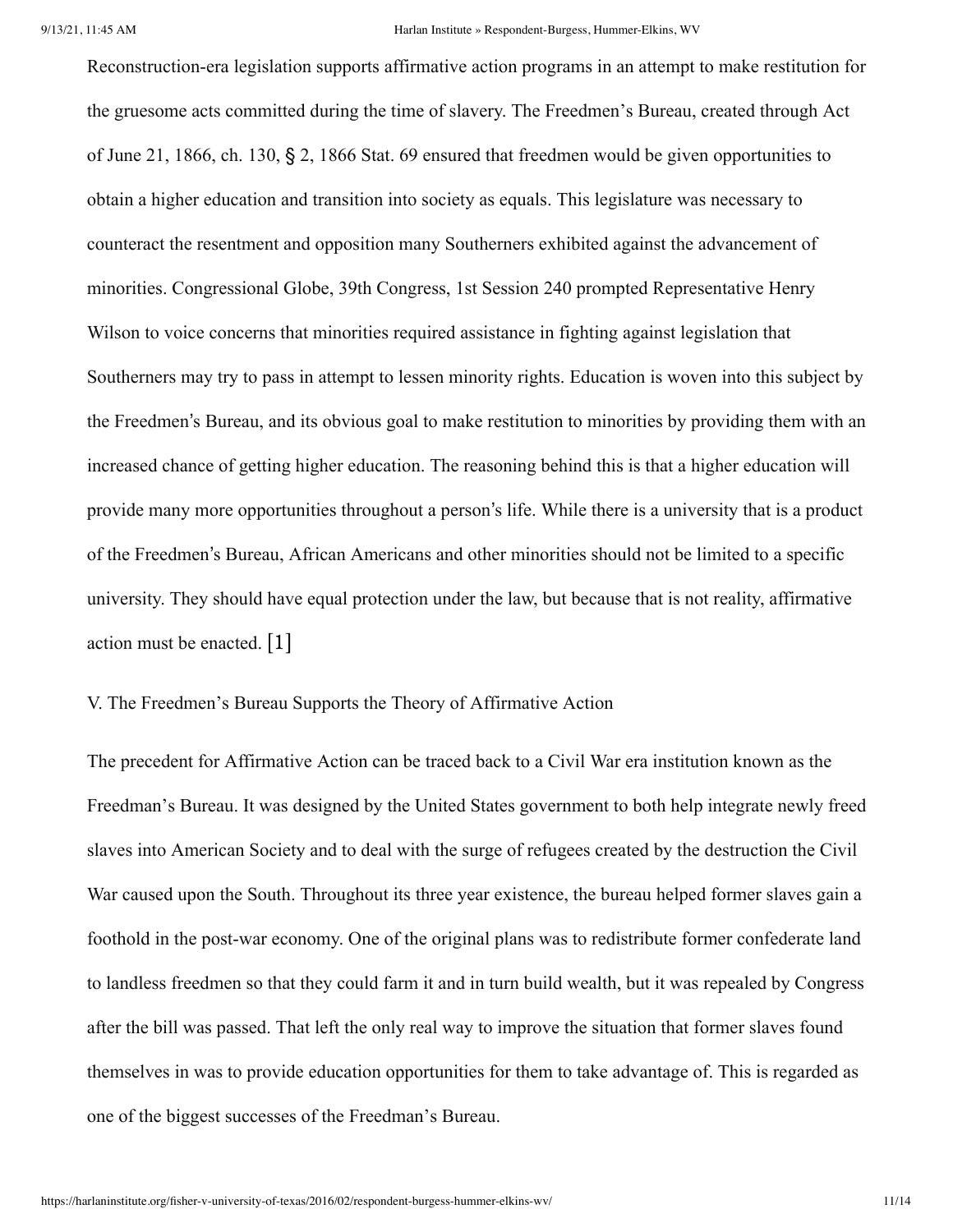Reconstruction-era legislation supports affirmative action programs in an attempt to make restitution for the gruesome acts committed during the time of slavery. The Freedmen's Bureau, created through Act of June 21, 1866, ch. 130, § 2, 1866 Stat. 69 ensured that freedmen would be given opportunities to obtain a higher education and transition into society as equals. This legislature was necessary to counteract the resentment and opposition many Southerners exhibited against the advancement of minorities. Congressional Globe, 39th Congress, 1st Session 240 prompted Representative Henry Wilson to voice concerns that minorities required assistance in fighting against legislation that Southerners may try to pass in attempt to lessen minority rights. Education is woven into this subject by the Freedmen's Bureau, and its obvious goal to make restitution to minorities by providing them with an increased chance of getting higher education. The reasoning behind this is that a higher education will provide many more opportunities throughout a person's life. While there is a university that is a product of the Freedmen's Bureau, African Americans and other minorities should not be limited to a specific university. They should have equal protection under the law, but because that is not reality, affirmative action must be enacted. [1]

V. The Freedmen's Bureau Supports the Theory of Affirmative Action

The precedent for Affirmative Action can be traced back to a Civil War era institution known as the Freedman's Bureau. It was designed by the United States government to both help integrate newly freed slaves into American Society and to deal with the surge of refugees created by the destruction the Civil War caused upon the South. Throughout its three year existence, the bureau helped former slaves gain a foothold in the post-war economy. One of the original plans was to redistribute former confederate land to landless freedmen so that they could farm it and in turn build wealth, but it was repealed by Congress after the bill was passed. That left the only real way to improve the situation that former slaves found themselves in was to provide education opportunities for them to take advantage of. This is regarded as one of the biggest successes of the Freedman's Bureau.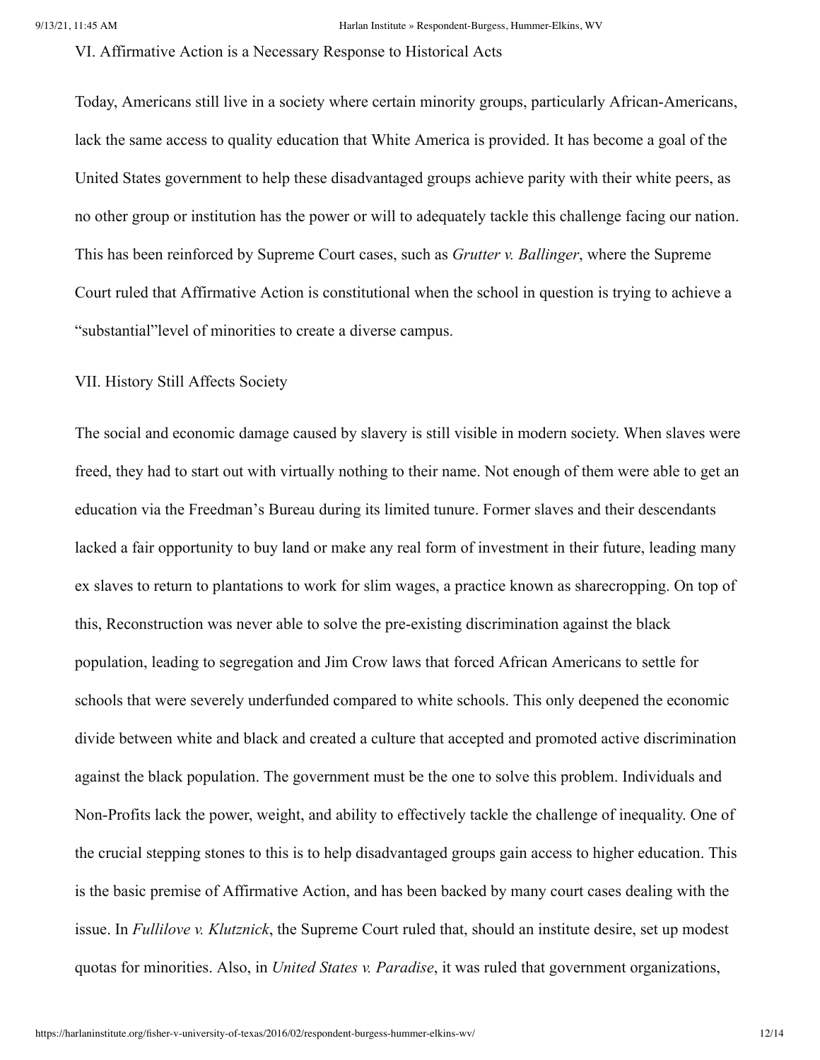VI. Affirmative Action is a Necessary Response to Historical Acts

Today, Americans still live in a society where certain minority groups, particularly African-Americans, lack the same access to quality education that White America is provided. It has become a goal of the United States government to help these disadvantaged groups achieve parity with their white peers, as no other group or institution has the power or will to adequately tackle this challenge facing our nation. This has been reinforced by Supreme Court cases, such as *Grutter v. Ballinger*, where the Supreme Court ruled that Affirmative Action is constitutional when the school in question is trying to achieve a "substantial"level of minorities to create a diverse campus.

VII. History Still Affects Society

The social and economic damage caused by slavery is still visible in modern society. When slaves were freed, they had to start out with virtually nothing to their name. Not enough of them were able to get an education via the Freedman's Bureau during its limited tunure. Former slaves and their descendants lacked a fair opportunity to buy land or make any real form of investment in their future, leading many ex slaves to return to plantations to work for slim wages, a practice known as sharecropping. On top of this, Reconstruction was never able to solve the pre-existing discrimination against the black population, leading to segregation and Jim Crow laws that forced African Americans to settle for schools that were severely underfunded compared to white schools. This only deepened the economic divide between white and black and created a culture that accepted and promoted active discrimination against the black population. The government must be the one to solve this problem. Individuals and Non-Profits lack the power, weight, and ability to effectively tackle the challenge of inequality. One of the crucial stepping stones to this is to help disadvantaged groups gain access to higher education. This is the basic premise of Affirmative Action, and has been backed by many court cases dealing with the issue. In *Fullilove v. Klutznick*, the Supreme Court ruled that, should an institute desire, set up modest quotas for minorities. Also, in *United States v. Paradise*, it was ruled that government organizations,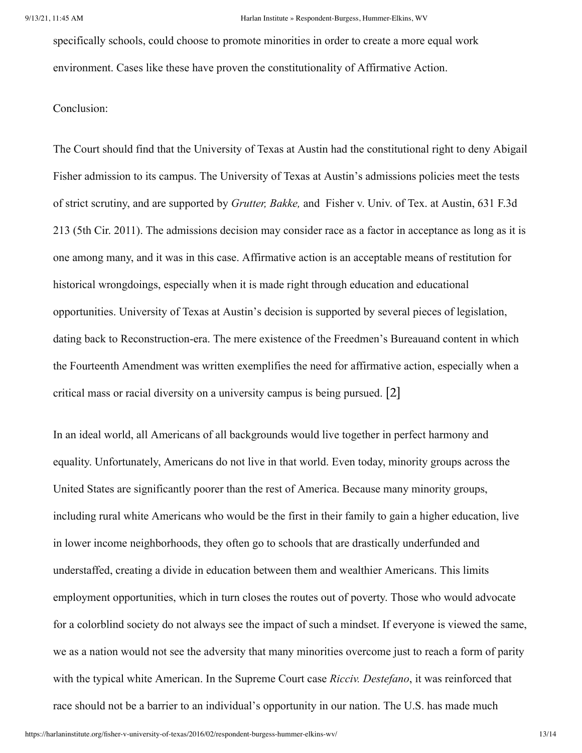specifically schools, could choose to promote minorities in order to create a more equal work environment. Cases like these have proven the constitutionality of Affirmative Action.

Conclusion:

The Court should find that the University of Texas at Austin had the constitutional right to deny Abigail Fisher admission to its campus. The University of Texas at Austin's admissions policies meet the tests of strict scrutiny, and are supported by *Grutter, Bakke,* and Fisher v. Univ. of Tex. at Austin, 631 F.3d 213 (5th Cir. 2011). The admissions decision may consider race as a factor in acceptance as long as it is one among many, and it was in this case. Affirmative action is an acceptable means of restitution for historical wrongdoings, especially when it is made right through education and educational opportunities. University of Texas at Austin's decision is supported by several pieces of legislation, dating back to Reconstruction-era. The mere existence of the Freedmen's Bureauand content in which the Fourteenth Amendment was written exemplifies the need for affirmative action, especially when a critical mass or racial diversity on a university campus is being pursued. [2]

In an ideal world, all Americans of all backgrounds would live together in perfect harmony and equality. Unfortunately, Americans do not live in that world. Even today, minority groups across the United States are significantly poorer than the rest of America. Because many minority groups, including rural white Americans who would be the first in their family to gain a higher education, live in lower income neighborhoods, they often go to schools that are drastically underfunded and understaffed, creating a divide in education between them and wealthier Americans. This limits employment opportunities, which in turn closes the routes out of poverty. Those who would advocate for a colorblind society do not always see the impact of such a mindset. If everyone is viewed the same, we as a nation would not see the adversity that many minorities overcome just to reach a form of parity with the typical white American. In the Supreme Court case *Ricciv. Destefano*, it was reinforced that race should not be a barrier to an individual's opportunity in our nation. The U.S. has made much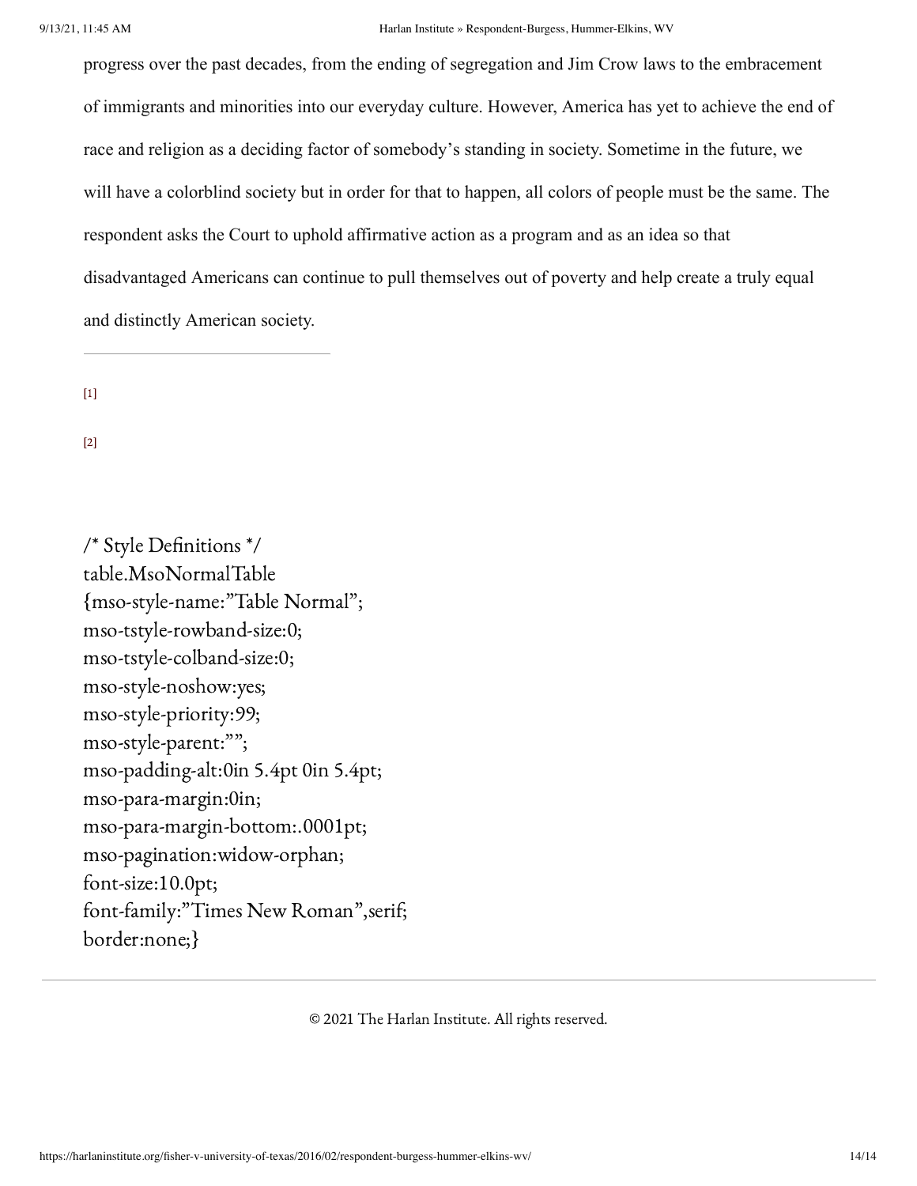progress over the past decades, from the ending of segregation and Jim Crow laws to the embracement of immigrants and minorities into our everyday culture. However, America has yet to achieve the end of race and religion as a deciding factor of somebody's standing in society. Sometime in the future, we will have a colorblind society but in order for that to happen, all colors of people must be the same. The respondent asks the Court to uphold affirmative action as a program and as an idea so that disadvantaged Americans can continue to pull themselves out of poverty and help create a truly equal and distinctly American society.

---

[1]

[2]

```
/* Style Definitions */
table.MsoNormalTable
{mso-style-name:"Table Normal";
mso-tstyle-rowband-size:0;
mso-tstyle-colband-size:0;
mso-style-noshow:yes;
mso-style-priority:99;
mso-style-parent:"";
mso-padding-alt:0in 5.4pt 0in 5.4pt;
mso-para-margin:0in;
mso-para-margin-bottom:.0001pt;
mso-pagination:widow-orphan;
font-size:10.0pt;
font-family:"Times New Roman",serif;
border:none;}
```

© 2021 The Harlan Institute. All rights reserved.